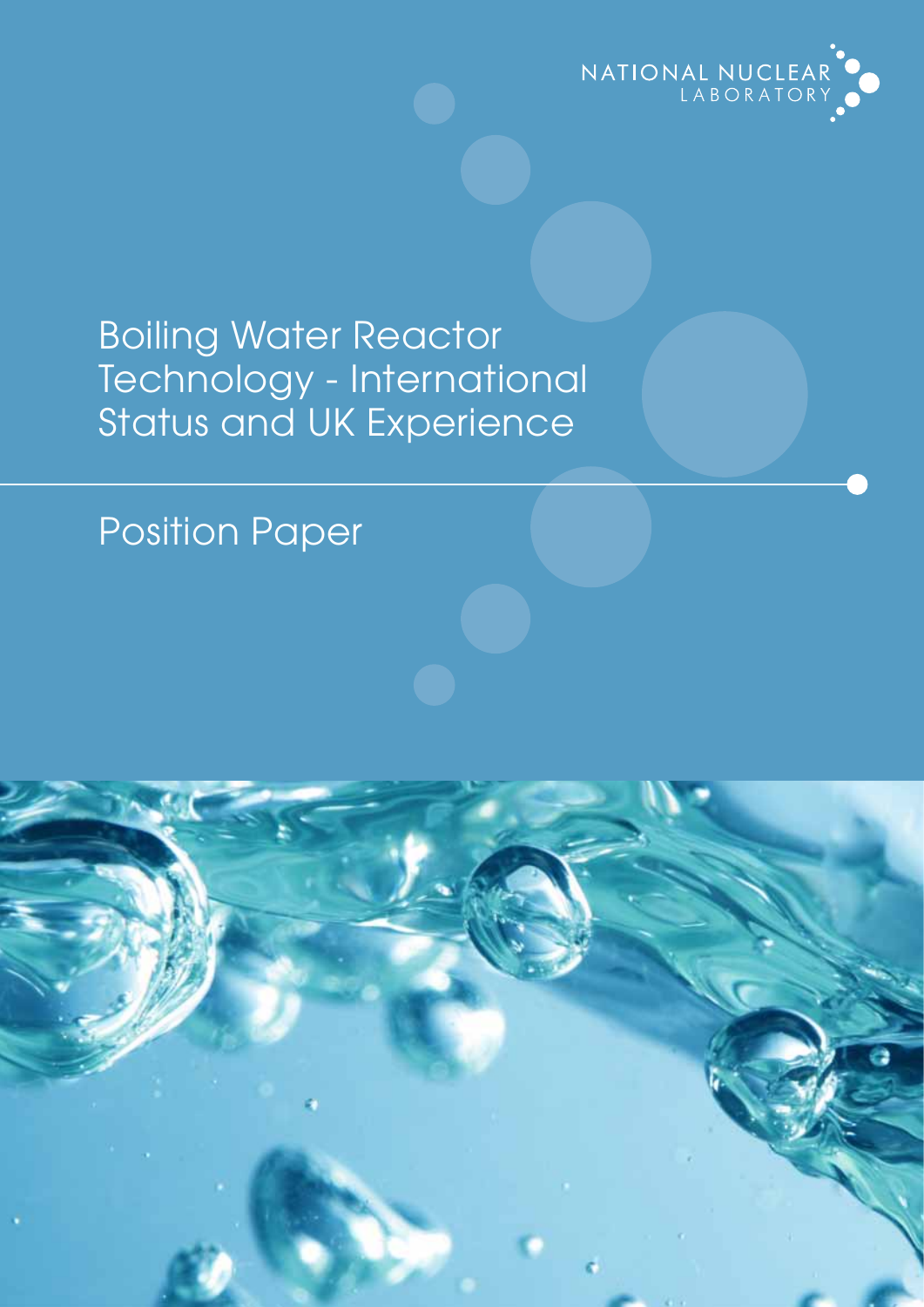NATIONAL NUCLEAR LABORATORY

# Boiling Water Reactor Technology - International Status and UK Experience

## Position Paper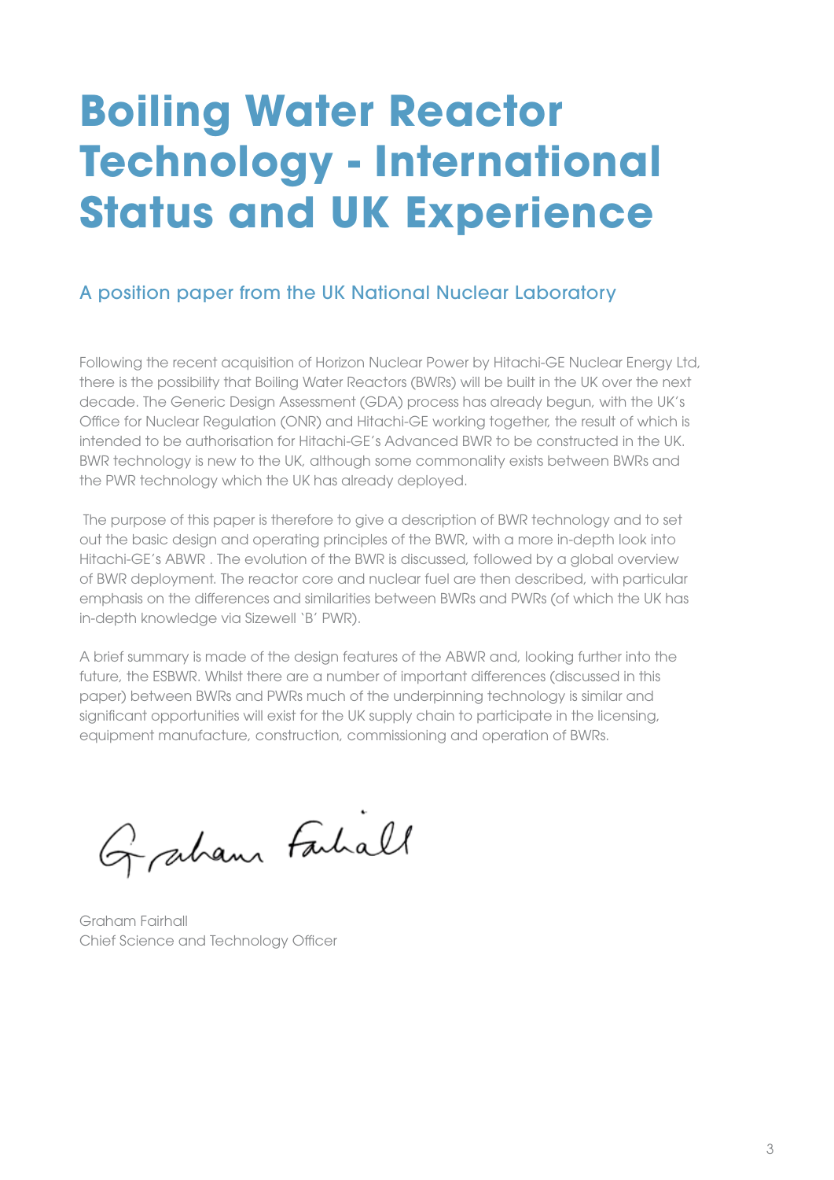# Boiling Water Reactor Technology - International Status and UK Experience

## A position paper from the UK National Nuclear Laboratory

Following the recent acquisition of Horizon Nuclear Power by Hitachi-GE Nuclear Energy Ltd, there is the possibility that Boiling Water Reactors (BWRs) will be built in the UK over the next decade. The Generic Design Assessment (GDA) process has already begun, with the UK's Office for Nuclear Regulation (ONR) and Hitachi-GE working together, the result of which is intended to be authorisation for Hitachi-GE's Advanced BWR to be constructed in the UK. BWR technology is new to the UK, although some commonality exists between BWRs and the PWR technology which the UK has already deployed.

The purpose of this paper is therefore to give a description of BWR technology and to set out the basic design and operating principles of the BWR, with a more in-depth look into Hitachi-GE's ABWR . The evolution of the BWR is discussed, followed by a global overview of BWR deployment. The reactor core and nuclear fuel are then described, with particular emphasis on the differences and similarities between BWRs and PWRs (of which the UK has in-depth knowledge via Sizewell 'B' PWR).

A brief summary is made of the design features of the ABWR and, looking further into the future, the ESBWR. Whilst there are a number of important differences (discussed in this paper) between BWRs and PWRs much of the underpinning technology is similar and significant opportunities will exist for the UK supply chain to participate in the licensing, equipment manufacture, construction, commissioning and operation of BWRs.

Graham Fairhall
Chief Science and Technology Officer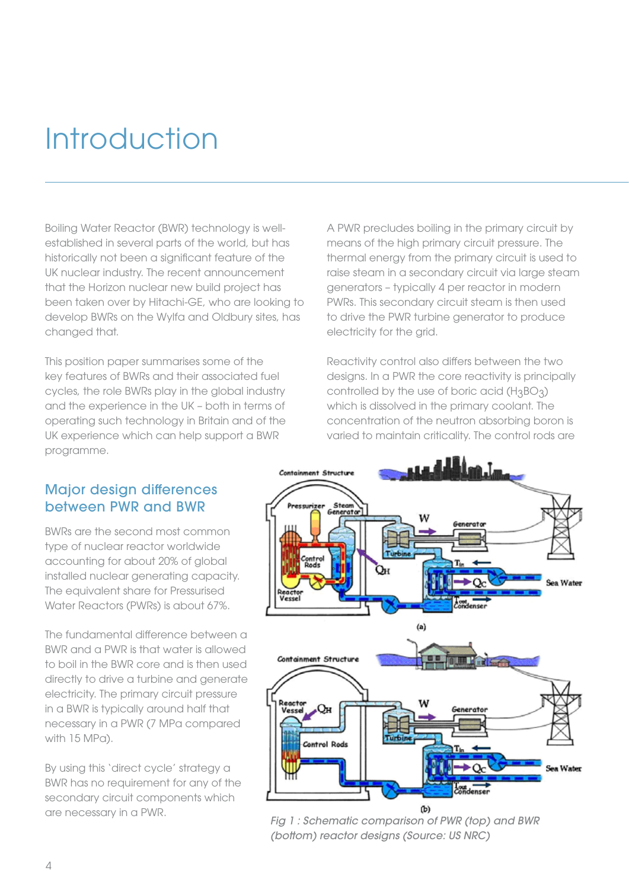# Introduction

Boiling Water Reactor (BWR) technology is well-established in several parts of the world, but has historically not been a significant feature of the UK nuclear industry. The recent announcement that the Horizon nuclear new build project has been taken over by Hitachi-GE, who are looking to develop BWRs on the Wylfa and Oldbury sites, has changed that.

This position paper summarises some of the key features of BWRs and their associated fuel cycles, the role BWRs play in the global industry and the experience in the UK – both in terms of operating such technology in Britain and of the UK experience which can help support a BWR programme.

## Major design differences between PWR and BWR

BWRs are the second most common type of nuclear reactor worldwide accounting for about 20% of global installed nuclear generating capacity. The equivalent share for Pressurised Water Reactors (PWRs) is about 67%.

The fundamental difference between a BWR and a PWR is that water is allowed to boil in the BWR core and is then used directly to drive a turbine and generate electricity. The primary circuit pressure in a BWR is typically around half that necessary in a PWR (7 MPa compared with 15 MPa).

By using this 'direct cycle' strategy a BWR has no requirement for any of the secondary circuit components which are necessary in a PWR.

A PWR precludes boiling in the primary circuit by means of the high primary circuit pressure. The thermal energy from the primary circuit is used to raise steam in a secondary circuit via large steam generators – typically 4 per reactor in modern PWRs. This secondary circuit steam is then used to drive the PWR turbine generator to produce electricity for the grid.

Reactivity control also differs between the two designs. In a PWR the core reactivity is principally controlled by the use of boric acid ($H_3BO_3$) which is dissolved in the primary coolant. The concentration of the neutron absorbing boron is varied to maintain criticality. The control rods are

*Fig 1 : Schematic comparison of PWR (top) and BWR (bottom) reactor designs (Source: US NRC)*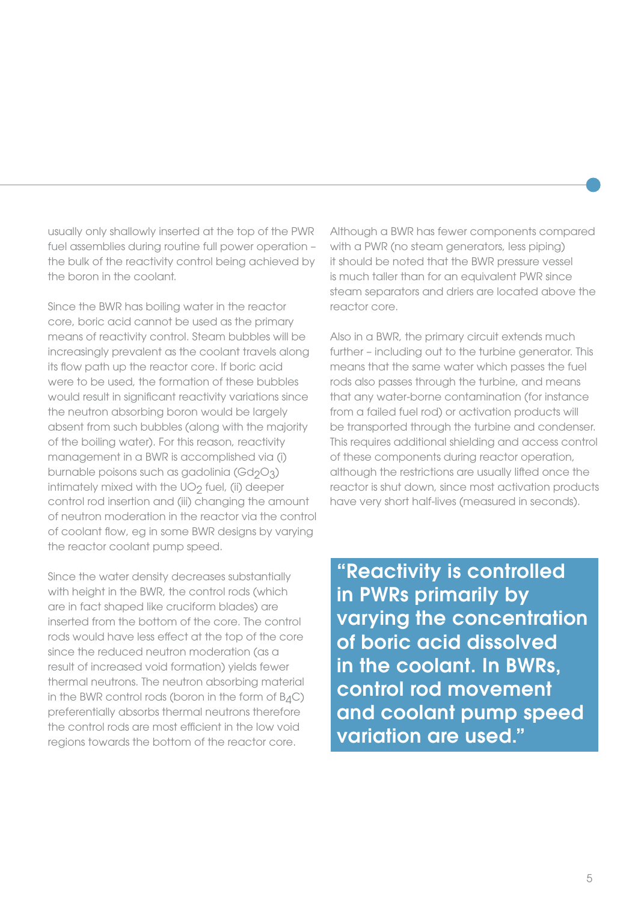usually only shallowly inserted at the top of the PWR fuel assemblies during routine full power operation – the bulk of the reactivity control being achieved by the boron in the coolant.

Since the BWR has boiling water in the reactor core, boric acid cannot be used as the primary means of reactivity control. Steam bubbles will be increasingly prevalent as the coolant travels along its flow path up the reactor core. If boric acid were to be used, the formation of these bubbles would result in significant reactivity variations since the neutron absorbing boron would be largely absent from such bubbles (along with the majority of the boiling water). For this reason, reactivity management in a BWR is accomplished via (i) burnable poisons such as gadolinia ($Gd_2O_3$) intimately mixed with the $UO_2$ fuel, (ii) deeper control rod insertion and (iii) changing the amount of neutron moderation in the reactor via the control of coolant flow, eg in some BWR designs by varying the reactor coolant pump speed.

Since the water density decreases substantially with height in the BWR, the control rods (which are in fact shaped like cruciform blades) are inserted from the bottom of the core. The control rods would have less effect at the top of the core since the reduced neutron moderation (as a result of increased void formation) yields fewer thermal neutrons. The neutron absorbing material in the BWR control rods (boron in the form of $B_4C$) preferentially absorbs thermal neutrons therefore the control rods are most efficient in the low void regions towards the bottom of the reactor core.

Although a BWR has fewer components compared with a PWR (no steam generators, less piping) it should be noted that the BWR pressure vessel is much taller than for an equivalent PWR since steam separators and driers are located above the reactor core.

Also in a BWR, the primary circuit extends much further – including out to the turbine generator. This means that the same water which passes the fuel rods also passes through the turbine, and means that any water-borne contamination (for instance from a failed fuel rod) or activation products will be transported through the turbine and condenser. This requires additional shielding and access control of these components during reactor operation, although the restrictions are usually lifted once the reactor is shut down, since most activation products have very short half-lives (measured in seconds).

> **"Reactivity is controlled in PWRs primarily by varying the concentration of boric acid dissolved in the coolant. In BWRs, control rod movement and coolant pump speed variation are used."**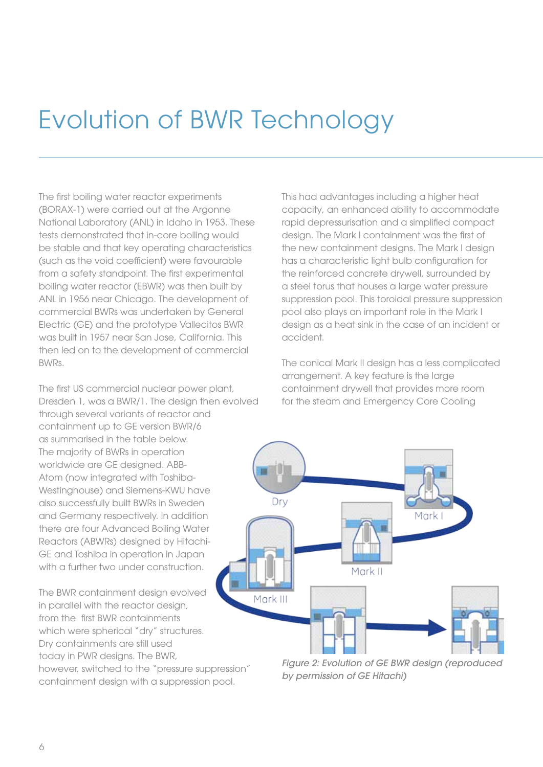# Evolution of BWR Technology

The first boiling water reactor experiments (BORAX-1) were carried out at the Argonne National Laboratory (ANL) in Idaho in 1953. These tests demonstrated that in-core boiling would be stable and that key operating characteristics (such as the void coefficient) were favourable from a safety standpoint. The first experimental boiling water reactor (EBWR) was then built by ANL in 1956 near Chicago. The development of commercial BWRs was undertaken by General Electric (GE) and the prototype Vallecitos BWR was built in 1957 near San Jose, California. This then led on to the development of commercial BWRs.

The first US commercial nuclear power plant, Dresden 1, was a BWR/1. The design then evolved through several variants of reactor and containment up to GE version BWR/6 as summarised in the table below. The majority of BWRs in operation worldwide are GE designed. ABB-Atom (now integrated with Toshiba-Westinghouse) and Siemens-KWU have also successfully built BWRs in Sweden and Germany respectively. In addition there are four Advanced Boiling Water Reactors (ABWRs) designed by Hitachi-GE and Toshiba in operation in Japan with a further two under construction.

The BWR containment design evolved in parallel with the reactor design, from the first BWR containments which were spherical "dry" structures. Dry containments are still used today in PWR designs. The BWR, however, switched to the "pressure suppression" containment design with a suppression pool.

This had advantages including a higher heat capacity, an enhanced ability to accommodate rapid depressurisation and a simplified compact design. The Mark I containment was the first of the new containment designs. The Mark I design has a characteristic light bulb configuration for the reinforced concrete drywell, surrounded by a steel torus that houses a large water pressure suppression pool. This toroidal pressure suppression pool also plays an important role in the Mark I design as a heat sink in the case of an incident or accident.

The conical Mark II design has a less complicated arrangement. A key feature is the large containment drywell that provides more room for the steam and Emergency Core Cooling

*Figure 2: Evolution of GE BWR design (reproduced by permission of GE Hitachi)*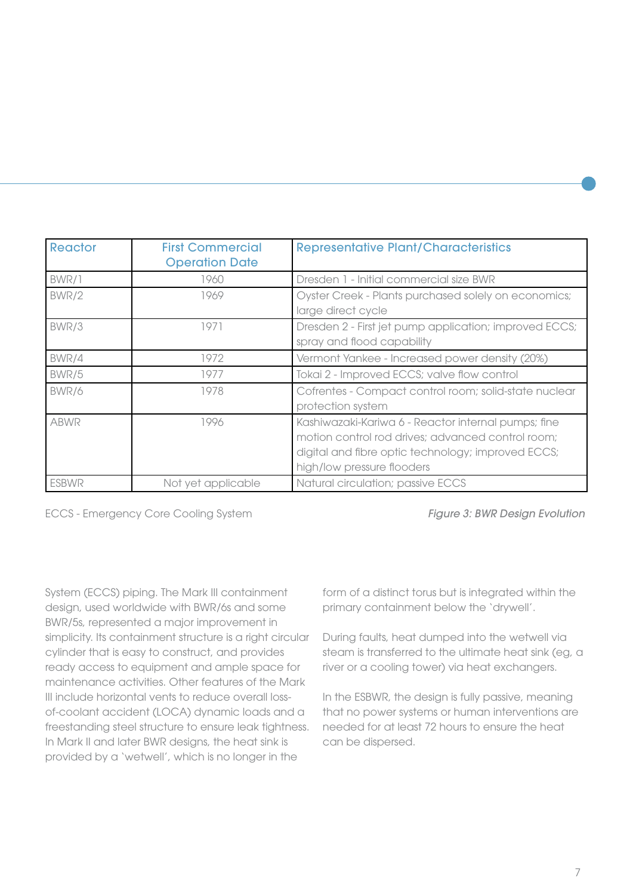| Reactor | First Commercial Operation Date | Representative Plant/Characteristics |
|---|---|---|
| BWR/1 | 1960 | Dresden 1 - Initial commercial size BWR |
| BWR/2 | 1969 | Oyster Creek - Plants purchased solely on economics; large direct cycle |
| BWR/3 | 1971 | Dresden 2 - First jet pump application; improved ECCS; spray and flood capability |
| BWR/4 | 1972 | Vermont Yankee - Increased power density (20%) |
| BWR/5 | 1977 | Tokai 2 - Improved ECCS; valve flow control |
| BWR/6 | 1978 | Cofrentes - Compact control room; solid-state nuclear protection system |
| ABWR | 1996 | Kashiwazaki-Kariwa 6 - Reactor internal pumps; fine motion control rod drives; advanced control room; digital and fibre optic technology; improved ECCS; high/low pressure flooders |
| ESBWR | Not yet applicable | Natural circulation; passive ECCS |

ECCS - Emergency Core Cooling System

*Figure 3: BWR Design Evolution*

System (ECCS) piping. The Mark III containment design, used worldwide with BWR/6s and some BWR/5s, represented a major improvement in simplicity. Its containment structure is a right circular cylinder that is easy to construct, and provides ready access to equipment and ample space for maintenance activities. Other features of the Mark III include horizontal vents to reduce overall loss-of-coolant accident (LOCA) dynamic loads and a freestanding steel structure to ensure leak tightness. In Mark II and later BWR designs, the heat sink is provided by a 'wetwell', which is no longer in the form of a distinct torus but is integrated within the primary containment below the 'drywell'.

During faults, heat dumped into the wetwell via steam is transferred to the ultimate heat sink (eg, a river or a cooling tower) via heat exchangers.

In the ESBWR, the design is fully passive, meaning that no power systems or human interventions are needed for at least 72 hours to ensure the heat can be dispersed.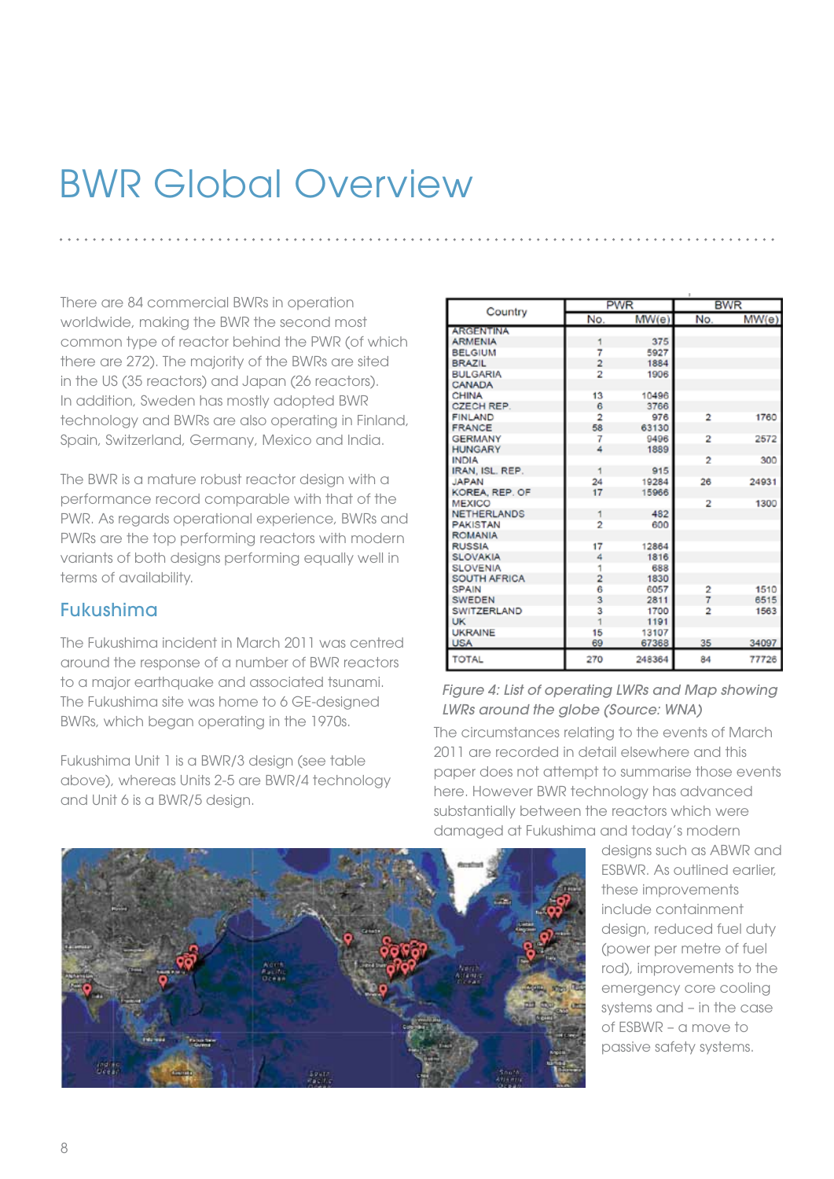# BWR Global Overview

There are 84 commercial BWRs in operation worldwide, making the BWR the second most common type of reactor behind the PWR (of which there are 272). The majority of the BWRs are sited in the US (35 reactors) and Japan (26 reactors). In addition, Sweden has mostly adopted BWR technology and BWRs are also operating in Finland, Spain, Switzerland, Germany, Mexico and India.

The BWR is a mature robust reactor design with a performance record comparable with that of the PWR. As regards operational experience, BWRs and PWRs are the top performing reactors with modern variants of both designs performing equally well in terms of availability.

## Fukushima

The Fukushima incident in March 2011 was centred around the response of a number of BWR reactors to a major earthquake and associated tsunami. The Fukushima site was home to 6 GE-designed BWRs, which began operating in the 1970s.

Fukushima Unit 1 is a BWR/3 design (see table above), whereas Units 2-5 are BWR/4 technology and Unit 6 is a BWR/5 design.

| Country | PWR | | BWR | |
|---|---|---|---|---|
| | No. | MW(e) | No. | MW(e) |
| ARGENTINA | | | | |
| ARMENIA | 1 | 375 | | |
| BELGIUM | 7 | 5927 | | |
| BRAZIL | 2 | 1884 | | |
| BULGARIA | 2 | 1906 | | |
| CANADA | | | | |
| CHINA | 13 | 10496 | | |
| CZECH REP. | 6 | 3766 | | |
| FINLAND | 2 | 976 | 2 | 1760 |
| FRANCE | 58 | 63130 | | |
| GERMANY | 7 | 9496 | 2 | 2572 |
| HUNGARY | 4 | 1889 | | |
| INDIA | | | 2 | 300 |
| IRAN, ISL. REP. | 1 | 915 | | |
| JAPAN | 24 | 19284 | 26 | 24931 |
| KOREA, REP. OF | 17 | 15966 | | |
| MEXICO | | | 2 | 1300 |
| NETHERLANDS | 1 | 482 | | |
| PAKISTAN | 2 | 600 | | |
| ROMANIA | | | | |
| RUSSIA | 17 | 12864 | | |
| SLOVAKIA | 4 | 1816 | | |
| SLOVENIA | 1 | 688 | | |
| SOUTH AFRICA | 2 | 1830 | | |
| SPAIN | 6 | 6057 | 2 | 1510 |
| SWEDEN | 3 | 2811 | 7 | 6515 |
| SWITZERLAND | 3 | 1700 | 2 | 1563 |
| UK | 1 | 1191 | | |
| UKRAINE | 15 | 13107 | | |
| USA | 69 | 67368 | 35 | 34097 |
| TOTAL | 270 | 248364 | 84 | 77726 |

*Figure 4: List of operating LWRs and Map showing LWRs around the globe (Source: WNA)*

The circumstances relating to the events of March 2011 are recorded in detail elsewhere and this paper does not attempt to summarise those events here. However BWR technology has advanced substantially between the reactors which were damaged at Fukushima and today's modern designs such as ABWR and ESBWR. As outlined earlier, these improvements include containment design, reduced fuel duty (power per metre of fuel rod), improvements to the emergency core cooling systems and – in the case of ESBWR – a move to passive safety systems.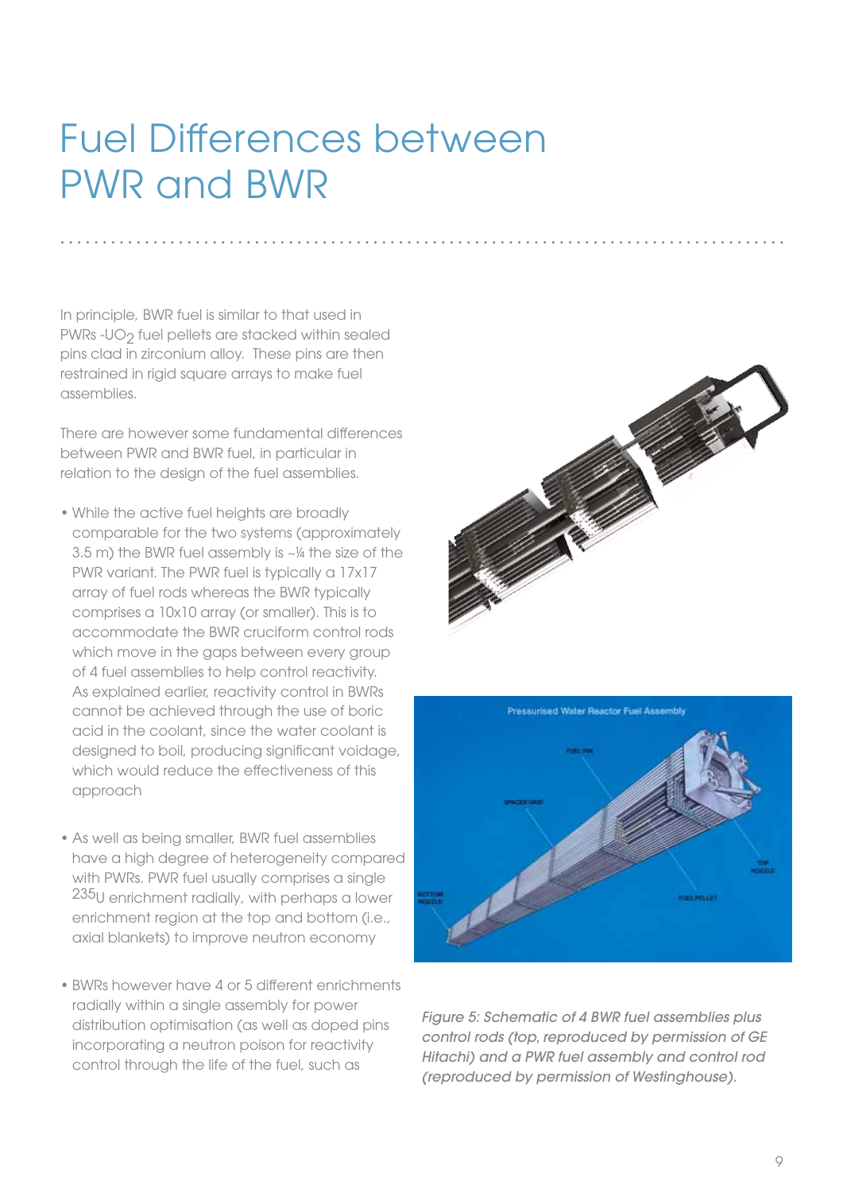# Fuel Differences between PWR and BWR

In principle, BWR fuel is similar to that used in PWRs -$UO_2$ fuel pellets are stacked within sealed pins clad in zirconium alloy. These pins are then restrained in rigid square arrays to make fuel assemblies.

There are however some fundamental differences between PWR and BWR fuel, in particular in relation to the design of the fuel assemblies.

- While the active fuel heights are broadly comparable for the two systems (approximately 3.5 m) the BWR fuel assembly is ~¼ the size of the PWR variant. The PWR fuel is typically a 17x17 array of fuel rods whereas the BWR typically comprises a 10x10 array (or smaller). This is to accommodate the BWR cruciform control rods which move in the gaps between every group of 4 fuel assemblies to help control reactivity. As explained earlier, reactivity control in BWRs cannot be achieved through the use of boric acid in the coolant, since the water coolant is designed to boil, producing significant voidage, which would reduce the effectiveness of this approach

- As well as being smaller, BWR fuel assemblies have a high degree of heterogeneity compared with PWRs. PWR fuel usually comprises a single $^{235}U$ enrichment radially, with perhaps a lower enrichment region at the top and bottom (i.e., axial blankets) to improve neutron economy

- BWRs however have 4 or 5 different enrichments radially within a single assembly for power distribution optimisation (as well as doped pins incorporating a neutron poison for reactivity control through the life of the fuel, such as

*Figure 5: Schematic of 4 BWR fuel assemblies plus control rods (top, reproduced by permission of GE Hitachi) and a PWR fuel assembly and control rod (reproduced by permission of Westinghouse).*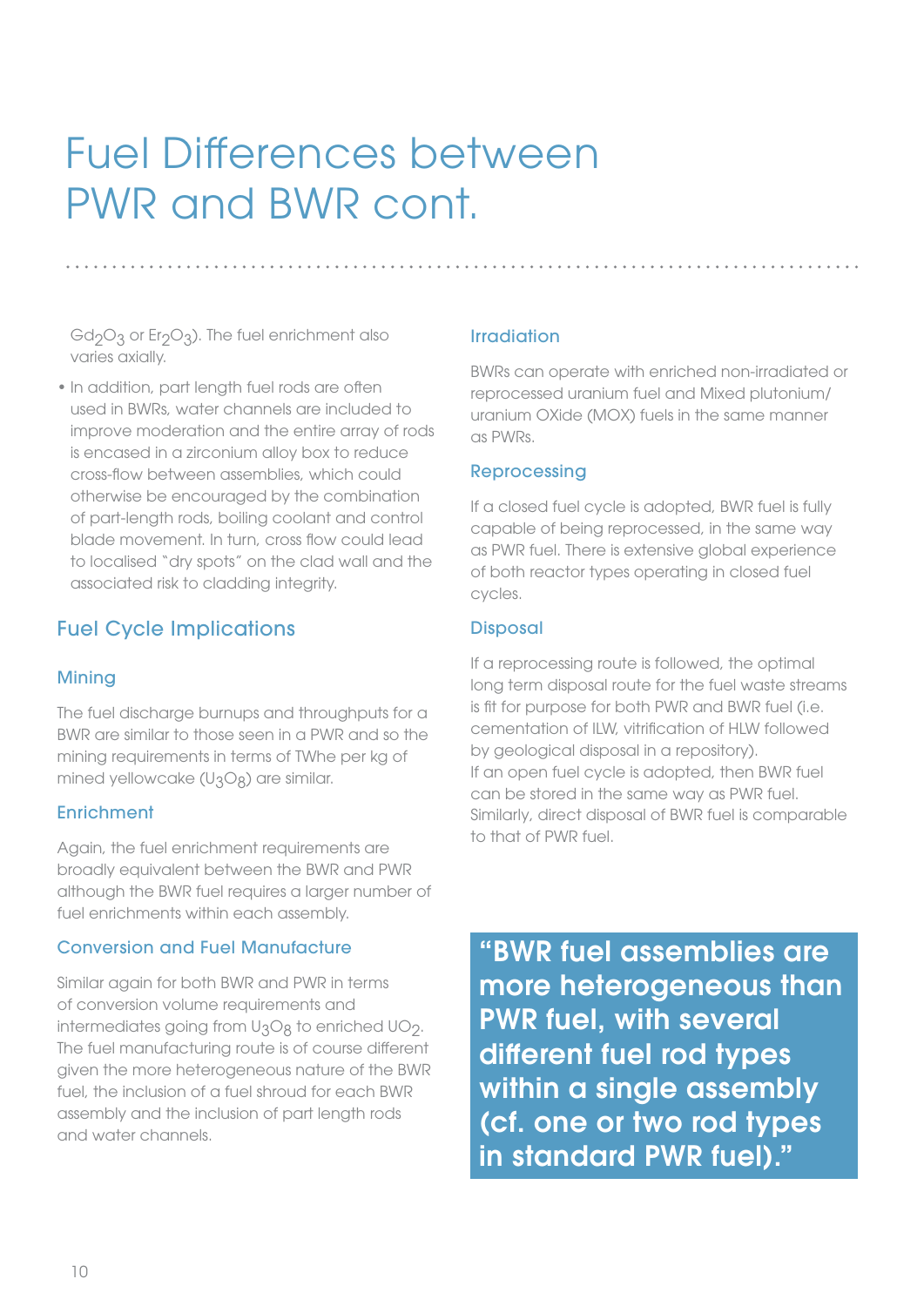# Fuel Differences between PWR and BWR cont.

$Gd_2O_3$ or $Er_2O_3$). The fuel enrichment also varies axially.

- In addition, part length fuel rods are often used in BWRs, water channels are included to improve moderation and the entire array of rods is encased in a zirconium alloy box to reduce cross-flow between assemblies, which could otherwise be encouraged by the combination of part-length rods, boiling coolant and control blade movement. In turn, cross flow could lead to localised "dry spots" on the clad wall and the associated risk to cladding integrity.

## Fuel Cycle Implications

### Mining

The fuel discharge burnups and throughputs for a BWR are similar to those seen in a PWR and so the mining requirements in terms of TWhe per kg of mined yellowcake ($U_3O_8$) are similar.

### Enrichment

Again, the fuel enrichment requirements are broadly equivalent between the BWR and PWR although the BWR fuel requires a larger number of fuel enrichments within each assembly.

### Conversion and Fuel Manufacture

Similar again for both BWR and PWR in terms of conversion volume requirements and intermediates going from $U_3O_8$ to enriched $UO_2$. The fuel manufacturing route is of course different given the more heterogeneous nature of the BWR fuel, the inclusion of a fuel shroud for each BWR assembly and the inclusion of part length rods and water channels.

### Irradiation

BWRs can operate with enriched non-irradiated or reprocessed uranium fuel and Mixed plutonium/uranium OXide (MOX) fuels in the same manner as PWRs.

### Reprocessing

If a closed fuel cycle is adopted, BWR fuel is fully capable of being reprocessed, in the same way as PWR fuel. There is extensive global experience of both reactor types operating in closed fuel cycles.

### Disposal

If a reprocessing route is followed, the optimal long term disposal route for the fuel waste streams is fit for purpose for both PWR and BWR fuel (i.e. cementation of ILW, vitrification of HLW followed by geological disposal in a repository).
If an open fuel cycle is adopted, then BWR fuel can be stored in the same way as PWR fuel. Similarly, direct disposal of BWR fuel is comparable to that of PWR fuel.

**"BWR fuel assemblies are more heterogeneous than PWR fuel, with several different fuel rod types within a single assembly (cf. one or two rod types in standard PWR fuel)."**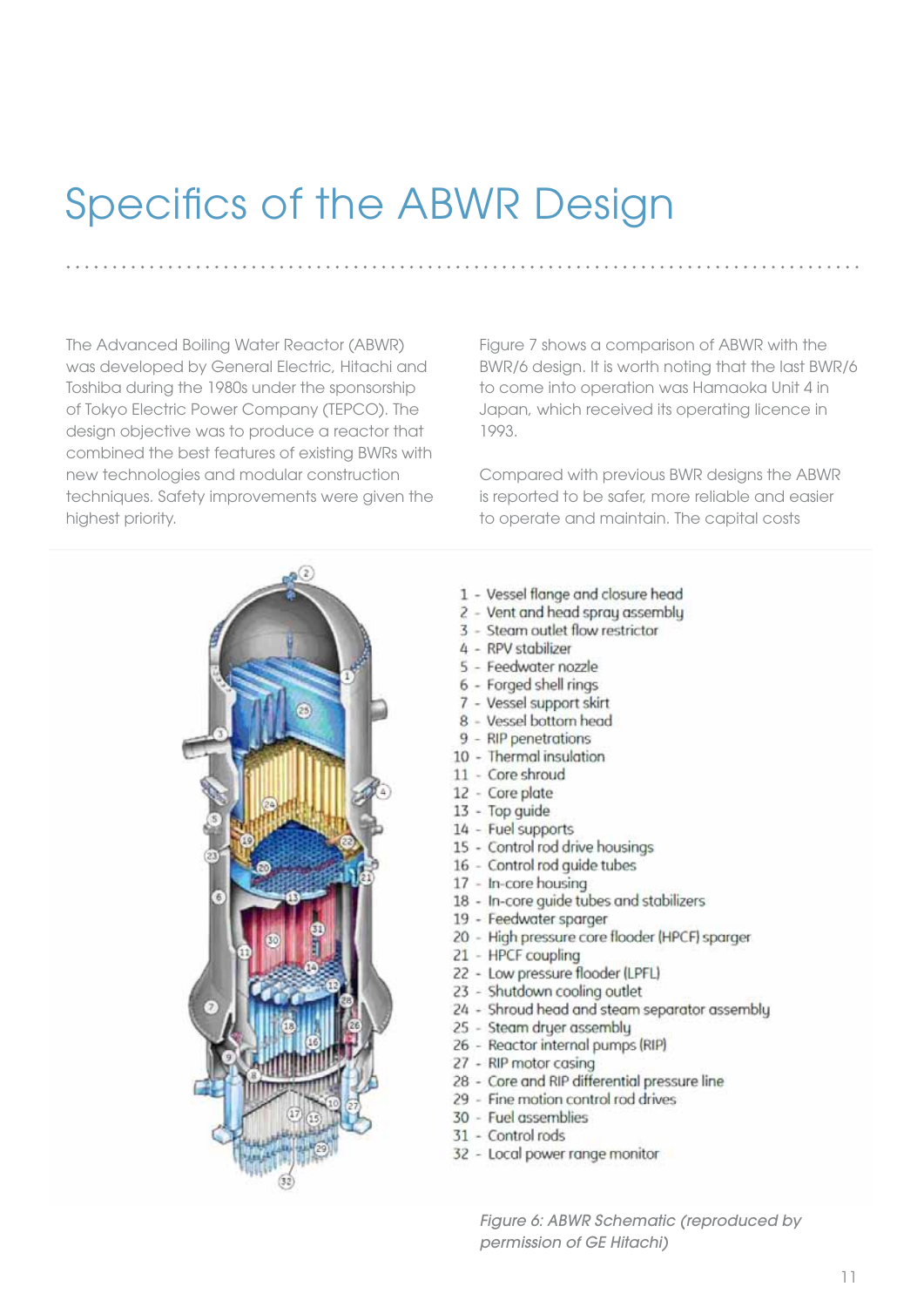# Specifics of the ABWR Design

The Advanced Boiling Water Reactor (ABWR) was developed by General Electric, Hitachi and Toshiba during the 1980s under the sponsorship of Tokyo Electric Power Company (TEPCO). The design objective was to produce a reactor that combined the best features of existing BWRs with new technologies and modular construction techniques. Safety improvements were given the highest priority.

Figure 7 shows a comparison of ABWR with the BWR/6 design. It is worth noting that the last BWR/6 to come into operation was Hamaoka Unit 4 in Japan, which received its operating licence in 1993.

Compared with previous BWR designs the ABWR is reported to be safer, more reliable and easier to operate and maintain. The capital costs

1 - Vessel flange and closure head
2 - Vent and head spray assembly
3 - Steam outlet flow restrictor
4 - RPV stabilizer
5 - Feedwater nozzle
6 - Forged shell rings
7 - Vessel support skirt
8 - Vessel bottom head
9 - RIP penetrations
10 - Thermal insulation
11 - Core shroud
12 - Core plate
13 - Top guide
14 - Fuel supports
15 - Control rod drive housings
16 - Control rod guide tubes
17 - In-core housing
18 - In-core guide tubes and stabilizers
19 - Feedwater sparger
20 - High pressure core flooder (HPCF) sparger
21 - HPCF coupling
22 - Low pressure flooder (LPFL)
23 - Shutdown cooling outlet
24 - Shroud head and steam separator assembly
25 - Steam dryer assembly
26 - Reactor internal pumps (RIP)
27 - RIP motor casing
28 - Core and RIP differential pressure line
29 - Fine motion control rod drives
30 - Fuel assemblies
31 - Control rods
32 - Local power range monitor

*Figure 6: ABWR Schematic (reproduced by permission of GE Hitachi)*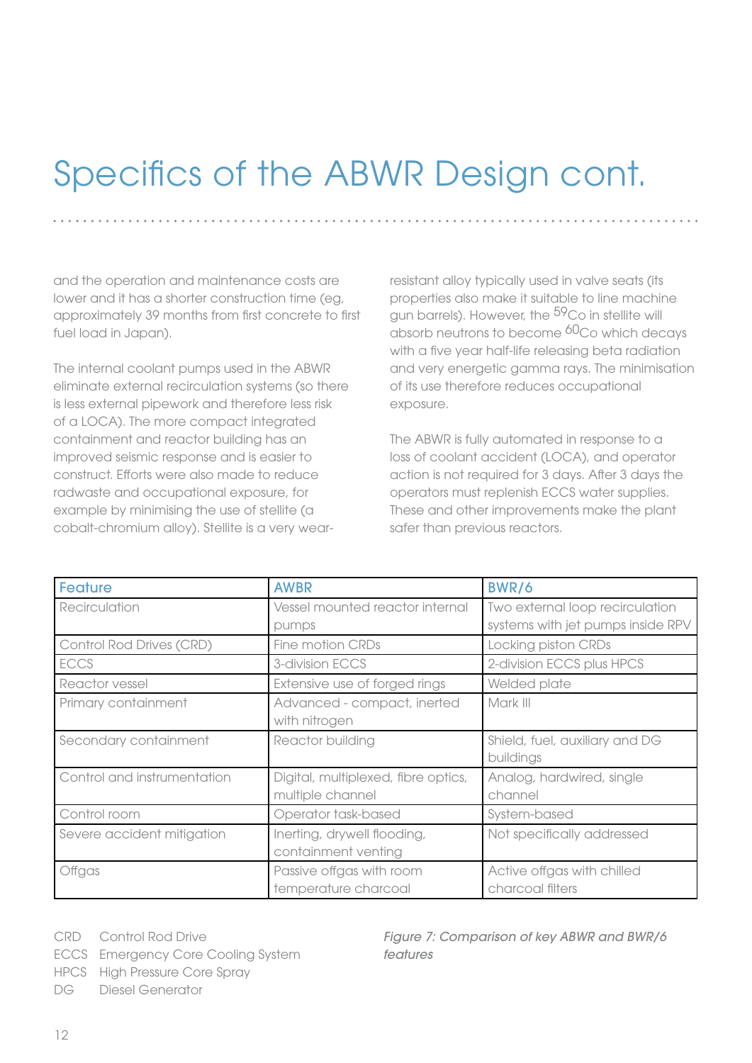# Specifics of the ABWR Design cont.

and the operation and maintenance costs are lower and it has a shorter construction time (eg, approximately 39 months from first concrete to first fuel load in Japan).

The internal coolant pumps used in the ABWR eliminate external recirculation systems (so there is less external pipework and therefore less risk of a LOCA). The more compact integrated containment and reactor building has an improved seismic response and is easier to construct. Efforts were also made to reduce radwaste and occupational exposure, for example by minimising the use of stellite (a cobalt-chromium alloy). Stellite is a very wear-resistant alloy typically used in valve seats (its properties also make it suitable to line machine gun barrels). However, the $^{59}Co$ in stellite will absorb neutrons to become $^{60}Co$ which decays with a five year half-life releasing beta radiation and very energetic gamma rays. The minimisation of its use therefore reduces occupational exposure.

The ABWR is fully automated in response to a loss of coolant accident (LOCA), and operator action is not required for 3 days. After 3 days the operators must replenish ECCS water supplies. These and other improvements make the plant safer than previous reactors.

| Feature | AWBR | BWR/6 |
|---|---|---|
| Recirculation | Vessel mounted reactor internal pumps | Two external loop recirculation systems with jet pumps inside RPV |
| Control Rod Drives (CRD) | Fine motion CRDs | Locking piston CRDs |
| ECCS | 3-division ECCS | 2-division ECCS plus HPCS |
| Reactor vessel | Extensive use of forged rings | Welded plate |
| Primary containment | Advanced - compact, inerted with nitrogen | Mark III |
| Secondary containment | Reactor building | Shield, fuel, auxiliary and DG buildings |
| Control and instrumentation | Digital, multiplexed, fibre optics, multiple channel | Analog, hardwired, single channel |
| Control room | Operator task-based | System-based |
| Severe accident mitigation | Inerting, drywell flooding, containment venting | Not specifically addressed |
| Offgas | Passive offgas with room temperature charcoal | Active offgas with chilled charcoal filters |

CRD Control Rod Drive
ECCS Emergency Core Cooling System
HPCS High Pressure Core Spray
DG Diesel Generator

*Figure 7: Comparison of key ABWR and BWR/6 features*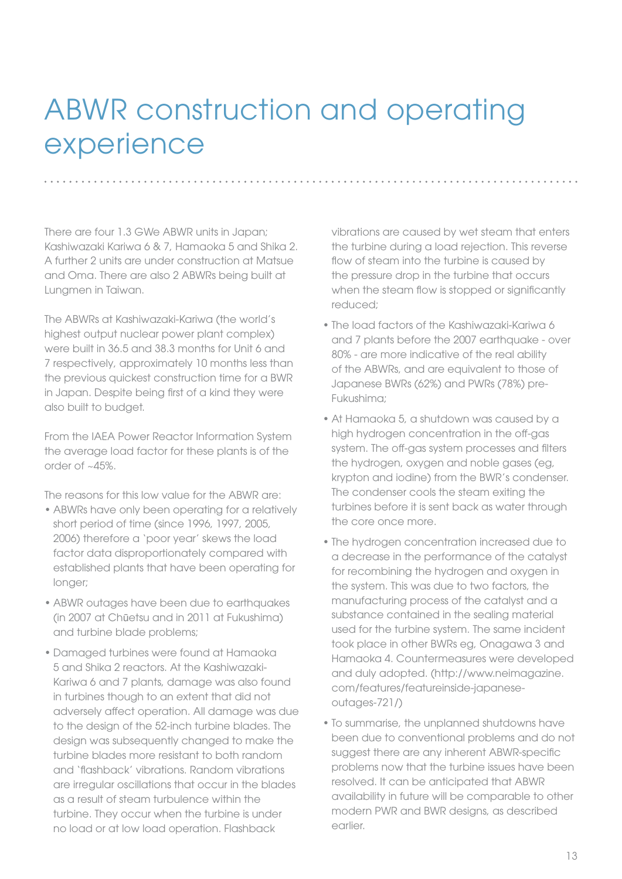# ABWR construction and operating experience

There are four 1.3 GWe ABWR units in Japan; Kashiwazaki Kariwa 6 & 7, Hamaoka 5 and Shika 2. A further 2 units are under construction at Matsue and Oma. There are also 2 ABWRs being built at Lungmen in Taiwan.

The ABWRs at Kashiwazaki-Kariwa (the world's highest output nuclear power plant complex) were built in 36.5 and 38.3 months for Unit 6 and 7 respectively, approximately 10 months less than the previous quickest construction time for a BWR in Japan. Despite being first of a kind they were also built to budget.

From the IAEA Power Reactor Information System the average load factor for these plants is of the order of ~45%.

The reasons for this low value for the ABWR are:

- ABWRs have only been operating for a relatively short period of time (since 1996, 1997, 2005, 2006) therefore a 'poor year' skews the load factor data disproportionately compared with established plants that have been operating for longer;
- ABWR outages have been due to earthquakes (in 2007 at Chūetsu and in 2011 at Fukushima) and turbine blade problems;
- Damaged turbines were found at Hamaoka 5 and Shika 2 reactors. At the Kashiwazaki-Kariwa 6 and 7 plants, damage was also found in turbines though to an extent that did not adversely affect operation. All damage was due to the design of the 52-inch turbine blades. The design was subsequently changed to make the turbine blades more resistant to both random and 'flashback' vibrations. Random vibrations are irregular oscillations that occur in the blades as a result of steam turbulence within the turbine. They occur when the turbine is under no load or at low load operation. Flashback vibrations are caused by wet steam that enters the turbine during a load rejection. This reverse flow of steam into the turbine is caused by the pressure drop in the turbine that occurs when the steam flow is stopped or significantly reduced;
- The load factors of the Kashiwazaki-Kariwa 6 and 7 plants before the 2007 earthquake - over 80% - are more indicative of the real ability of the ABWRs, and are equivalent to those of Japanese BWRs (62%) and PWRs (78%) pre-Fukushima;
- At Hamaoka 5, a shutdown was caused by a high hydrogen concentration in the off-gas system. The off-gas system processes and filters the hydrogen, oxygen and noble gases (eg, krypton and iodine) from the BWR's condenser. The condenser cools the steam exiting the turbines before it is sent back as water through the core once more.
- The hydrogen concentration increased due to a decrease in the performance of the catalyst for recombining the hydrogen and oxygen in the system. This was due to two factors, the manufacturing process of the catalyst and a substance contained in the sealing material used for the turbine system. The same incident took place in other BWRs eg, Onagawa 3 and Hamaoka 4. Countermeasures were developed and duly adopted. (http://www.neimagazine.com/features/featureinside-japanese-outages-721/)
- To summarise, the unplanned shutdowns have been due to conventional problems and do not suggest there are any inherent ABWR-specific problems now that the turbine issues have been resolved. It can be anticipated that ABWR availability in future will be comparable to other modern PWR and BWR designs, as described earlier.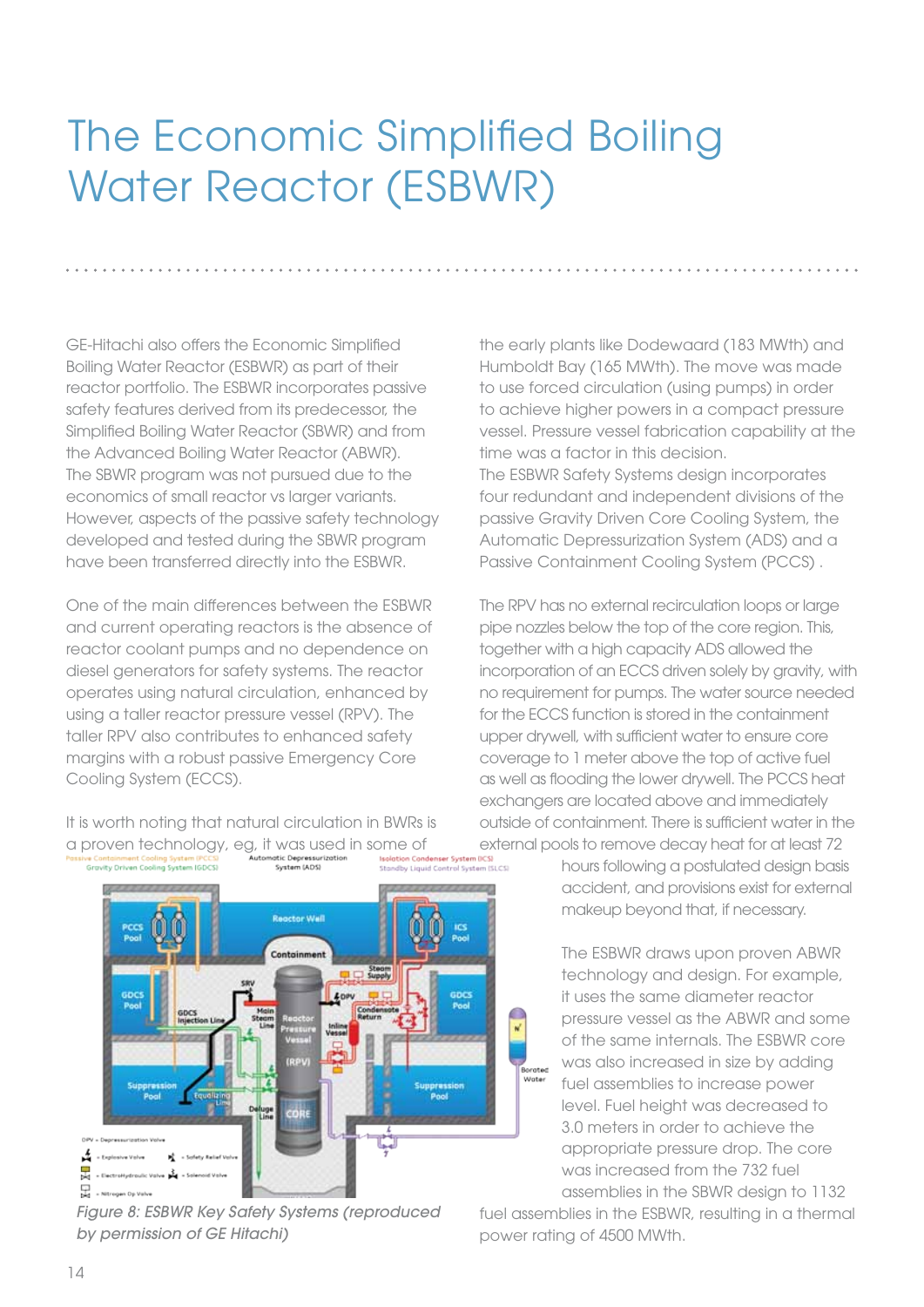# The Economic Simplified Boiling Water Reactor (ESBWR)

GE-Hitachi also offers the Economic Simplified Boiling Water Reactor (ESBWR) as part of their reactor portfolio. The ESBWR incorporates passive safety features derived from its predecessor, the Simplified Boiling Water Reactor (SBWR) and from the Advanced Boiling Water Reactor (ABWR). The SBWR program was not pursued due to the economics of small reactor vs larger variants. However, aspects of the passive safety technology developed and tested during the SBWR program have been transferred directly into the ESBWR.

One of the main differences between the ESBWR and current operating reactors is the absence of reactor coolant pumps and no dependence on diesel generators for safety systems. The reactor operates using natural circulation, enhanced by using a taller reactor pressure vessel (RPV). The taller RPV also contributes to enhanced safety margins with a robust passive Emergency Core Cooling System (ECCS).

It is worth noting that natural circulation in BWRs is a proven technology, eg, it was used in some of the early plants like Dodewaard (183 MWth) and Humboldt Bay (165 MWth). The move was made to use forced circulation (using pumps) in order to achieve higher powers in a compact pressure vessel. Pressure vessel fabrication capability at the time was a factor in this decision.
The ESBWR Safety Systems design incorporates four redundant and independent divisions of the passive Gravity Driven Core Cooling System, the Automatic Depressurization System (ADS) and a Passive Containment Cooling System (PCCS) .

The RPV has no external recirculation loops or large pipe nozzles below the top of the core region. This, together with a high capacity ADS allowed the incorporation of an ECCS driven solely by gravity, with no requirement for pumps. The water source needed for the ECCS function is stored in the containment upper drywell, with sufficient water to ensure core coverage to 1 meter above the top of active fuel as well as flooding the lower drywell. The PCCS heat exchangers are located above and immediately outside of containment. There is sufficient water in the external pools to remove decay heat for at least 72 hours following a postulated design basis accident, and provisions exist for external makeup beyond that, if necessary.

The ESBWR draws upon proven ABWR technology and design. For example, it uses the same diameter reactor pressure vessel as the ABWR and some of the same internals. The ESBWR core was also increased in size by adding fuel assemblies to increase power level. Fuel height was decreased to 3.0 meters in order to achieve the appropriate pressure drop. The core was increased from the 732 fuel assemblies in the SBWR design to 1132 fuel assemblies in the ESBWR, resulting in a thermal power rating of 4500 MWth.

*Figure 8: ESBWR Key Safety Systems (reproduced by permission of GE Hitachi)*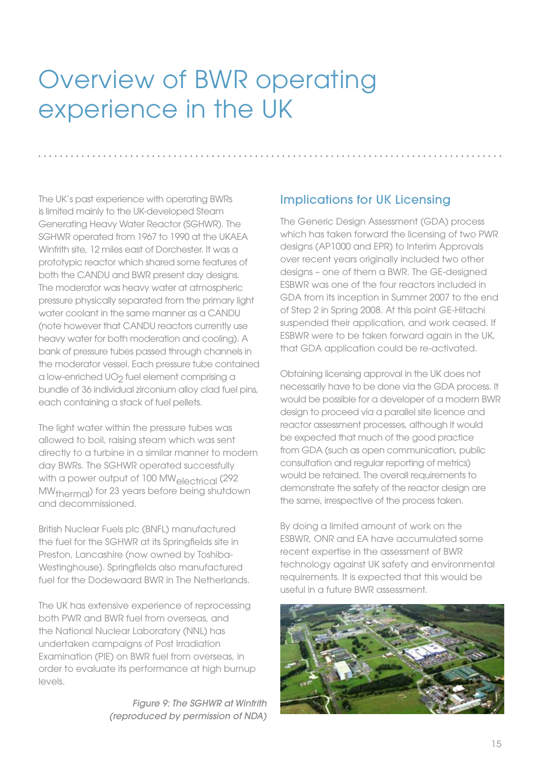# Overview of BWR operating experience in the UK

The UK's past experience with operating BWRs is limited mainly to the UK-developed Steam Generating Heavy Water Reactor (SGHWR). The SGHWR operated from 1967 to 1990 at the UKAEA Winfrith site, 12 miles east of Dorchester. It was a prototypic reactor which shared some features of both the CANDU and BWR present day designs. The moderator was heavy water at atmospheric pressure physically separated from the primary light water coolant in the same manner as a CANDU (note however that CANDU reactors currently use heavy water for both moderation and cooling). A bank of pressure tubes passed through channels in the moderator vessel. Each pressure tube contained a low-enriched $UO_2$ fuel element comprising a bundle of 36 individual zirconium alloy clad fuel pins, each containing a stack of fuel pellets.

The light water within the pressure tubes was allowed to boil, raising steam which was sent directly to a turbine in a similar manner to modern day BWRs. The SGHWR operated successfully with a power output of 100 $MW_{electrical}$ (292 $MW_{thermal}$) for 23 years before being shutdown and decommissioned.

British Nuclear Fuels plc (BNFL) manufactured the fuel for the SGHWR at its Springfields site in Preston, Lancashire (now owned by Toshiba-Westinghouse). Springfields also manufactured fuel for the Dodeward BWR in The Netherlands.

The UK has extensive experience of reprocessing both PWR and BWR fuel from overseas, and the National Nuclear Laboratory (NNL) has undertaken campaigns of Post Irradiation Examination (PIE) on BWR fuel from overseas, in order to evaluate its performance at high burnup levels.

*Figure 9: The SGHWR at Winfrith (reproduced by permission of NDA)*

## Implications for UK Licensing

The Generic Design Assessment (GDA) process which has taken forward the licensing of two PWR designs (AP1000 and EPR) to Interim Approvals over recent years originally included two other designs – one of them a BWR. The GE-designed ESBWR was one of the four reactors included in GDA from its inception in Summer 2007 to the end of Step 2 in Spring 2008. At this point GE-Hitachi suspended their application, and work ceased. If ESBWR were to be taken forward again in the UK, that GDA application could be re-activated.

Obtaining licensing approval in the UK does not necessarily have to be done via the GDA process. It would be possible for a developer of a modern BWR design to proceed via a parallel site licence and reactor assessment processes, although it would be expected that much of the good practice from GDA (such as open communication, public consultation and regular reporting of metrics) would be retained. The overall requirements to demonstrate the safety of the reactor design are the same, irrespective of the process taken.

By doing a limited amount of work on the ESBWR, ONR and EA have accumulated some recent expertise in the assessment of BWR technology against UK safety and environmental requirements. It is expected that this would be useful in a future BWR assessment.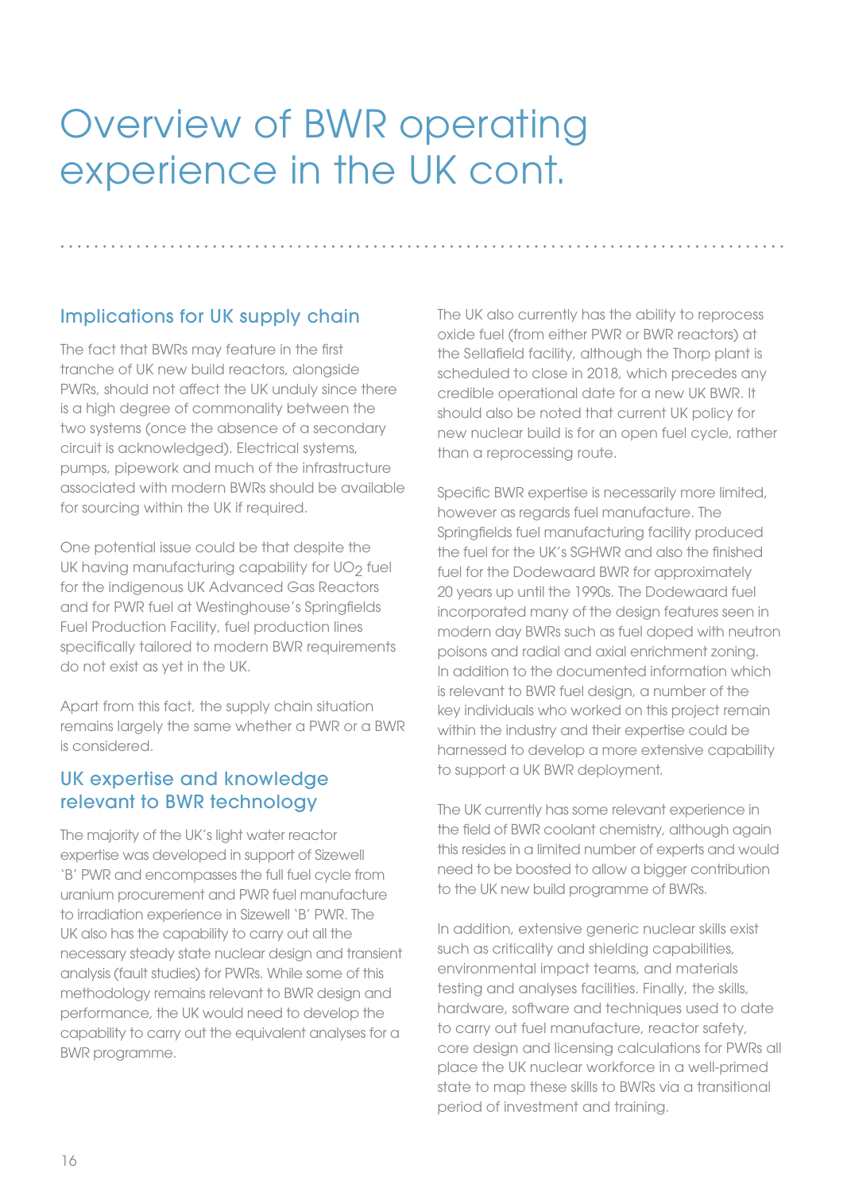# Overview of BWR operating experience in the UK cont.

## Implications for UK supply chain

The fact that BWRs may feature in the first tranche of UK new build reactors, alongside PWRs, should not affect the UK unduly since there is a high degree of commonality between the two systems (once the absence of a secondary circuit is acknowledged). Electrical systems, pumps, pipework and much of the infrastructure associated with modern BWRs should be available for sourcing within the UK if required.

One potential issue could be that despite the UK having manufacturing capability for $UO_2$ fuel for the indigenous UK Advanced Gas Reactors and for PWR fuel at Westinghouse's Springfields Fuel Production Facility, fuel production lines specifically tailored to modern BWR requirements do not exist as yet in the UK.

Apart from this fact, the supply chain situation remains largely the same whether a PWR or a BWR is considered.

## UK expertise and knowledge relevant to BWR technology

The majority of the UK's light water reactor expertise was developed in support of Sizewell 'B' PWR and encompasses the full fuel cycle from uranium procurement and PWR fuel manufacture to irradiation experience in Sizewell 'B' PWR. The UK also has the capability to carry out all the necessary steady state nuclear design and transient analysis (fault studies) for PWRs. While some of this methodology remains relevant to BWR design and performance, the UK would need to develop the capability to carry out the equivalent analyses for a BWR programme.

The UK also currently has the ability to reprocess oxide fuel (from either PWR or BWR reactors) at the Sellafield facility, although the Thorp plant is scheduled to close in 2018, which precedes any credible operational date for a new UK BWR. It should also be noted that current UK policy for new nuclear build is for an open fuel cycle, rather than a reprocessing route.

Specific BWR expertise is necessarily more limited, however as regards fuel manufacture. The Springfields fuel manufacturing facility produced the fuel for the UK's SGHWR and also the finished fuel for the Dodewaard BWR for approximately 20 years up until the 1990s. The Dodewaard fuel incorporated many of the design features seen in modern day BWRs such as fuel doped with neutron poisons and radial and axial enrichment zoning. In addition to the documented information which is relevant to BWR fuel design, a number of the key individuals who worked on this project remain within the industry and their expertise could be harnessed to develop a more extensive capability to support a UK BWR deployment.

The UK currently has some relevant experience in the field of BWR coolant chemistry, although again this resides in a limited number of experts and would need to be boosted to allow a bigger contribution to the UK new build programme of BWRs.

In addition, extensive generic nuclear skills exist such as criticality and shielding capabilities, environmental impact teams, and materials testing and analyses facilities. Finally, the skills, hardware, software and techniques used to date to carry out fuel manufacture, reactor safety, core design and licensing calculations for PWRs all place the UK nuclear workforce in a well-primed state to map these skills to BWRs via a transitional period of investment and training.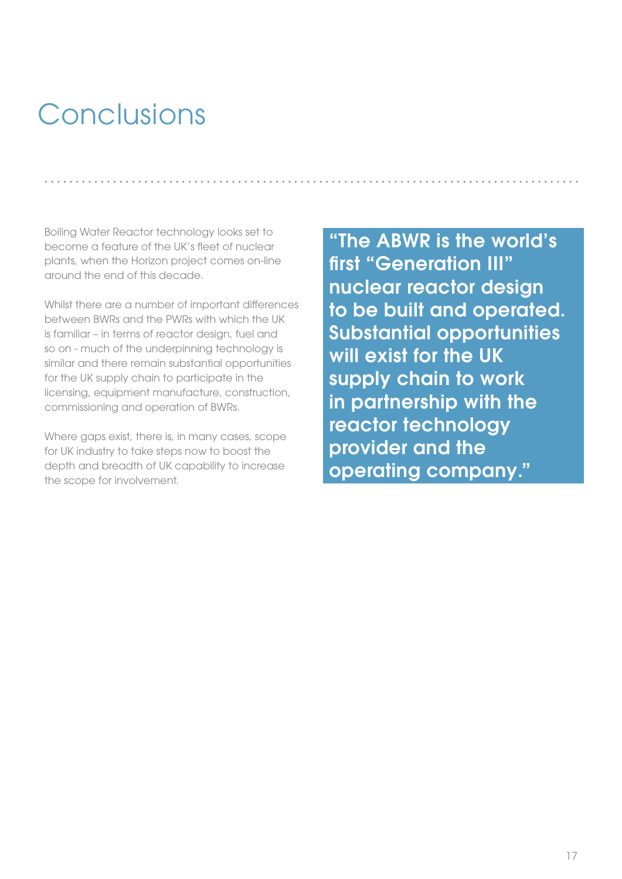# Conclusions

Boiling Water Reactor technology looks set to become a feature of the UK's fleet of nuclear plants, when the Horizon project comes on-line around the end of this decade.

Whilst there are a number of important differences between BWRs and the PWRs with which the UK is familiar – in terms of reactor design, fuel and so on - much of the underpinning technology is similar and there remain substantial opportunities for the UK supply chain to participate in the licensing, equipment manufacture, construction, commissioning and operation of BWRs.

Where gaps exist, there is, in many cases, scope for UK industry to take steps now to boost the depth and breadth of UK capability to increase the scope for involvement.

> **"The ABWR is the world's first "Generation III" nuclear reactor design to be built and operated. Substantial opportunities will exist for the UK supply chain to work in partnership with the reactor technology provider and the operating company."**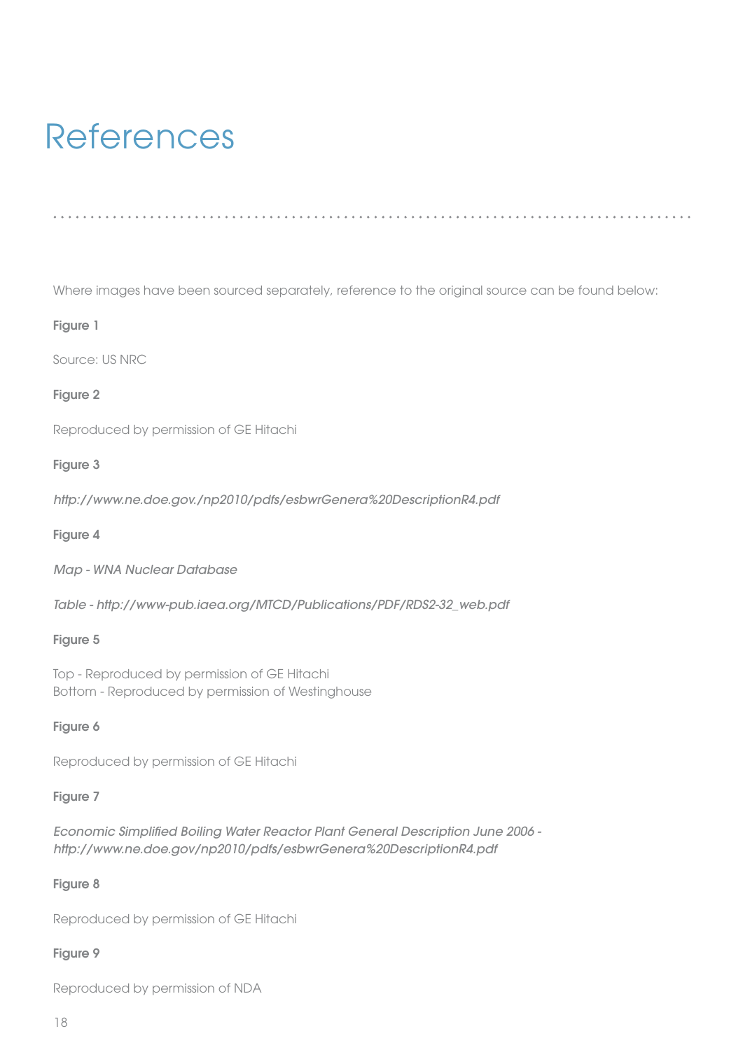# References

Where images have been sourced separately, reference to the original source can be found below:

**Figure 1**

Source: US NRC

**Figure 2**

Reproduced by permission of GE Hitachi

**Figure 3**

*http://www.ne.doe.gov./np2010/pdfs/esbwrGenera%20DescriptionR4.pdf*

**Figure 4**

*Map - WNA Nuclear Database*

*Table - http://www-pub.iaea.org/MTCD/Publications/PDF/RDS2-32_web.pdf*

**Figure 5**

Top - Reproduced by permission of GE Hitachi
Bottom - Reproduced by permission of Westinghouse

**Figure 6**

Reproduced by permission of GE Hitachi

**Figure 7**

*Economic Simplified Boiling Water Reactor Plant General Description June 2006 - http://www.ne.doe.gov/np2010/pdfs/esbwrGenera%20DescriptionR4.pdf*

**Figure 8**

Reproduced by permission of GE Hitachi

**Figure 9**

Reproduced by permission of NDA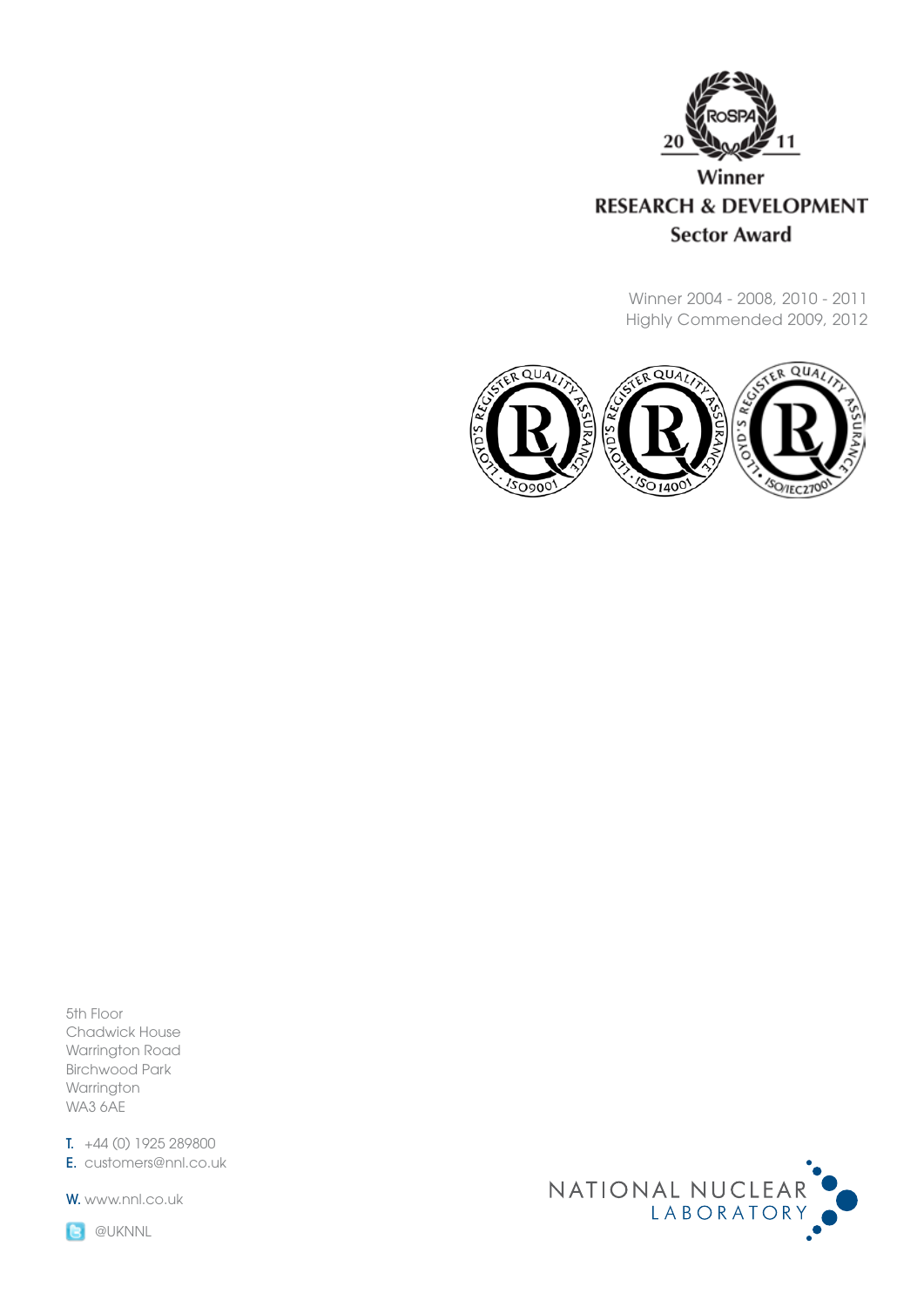RoSPA 2011

Winner

RESEARCH & DEVELOPMENT

Sector Award

Winner 2004 - 2008, 2010 - 2011
Highly Commended 2009, 2012

LLOYD'S REGISTER QUALITY ASSURANCE · ISO9001

LLOYD'S REGISTER QUALITY ASSURANCE · ISO 14001

LLOYD'S REGISTER QUALITY ASSURANCE · ISO/IEC27001

5th Floor
Chadwick House
Warrington Road
Birchwood Park
Warrington
WA3 6AE

**T.** +44 (0) 1925 289800
**E.** customers@nnl.co.uk

**W.** www.nnl.co.uk

@UKNNL

NATIONAL NUCLEAR LABORATORY